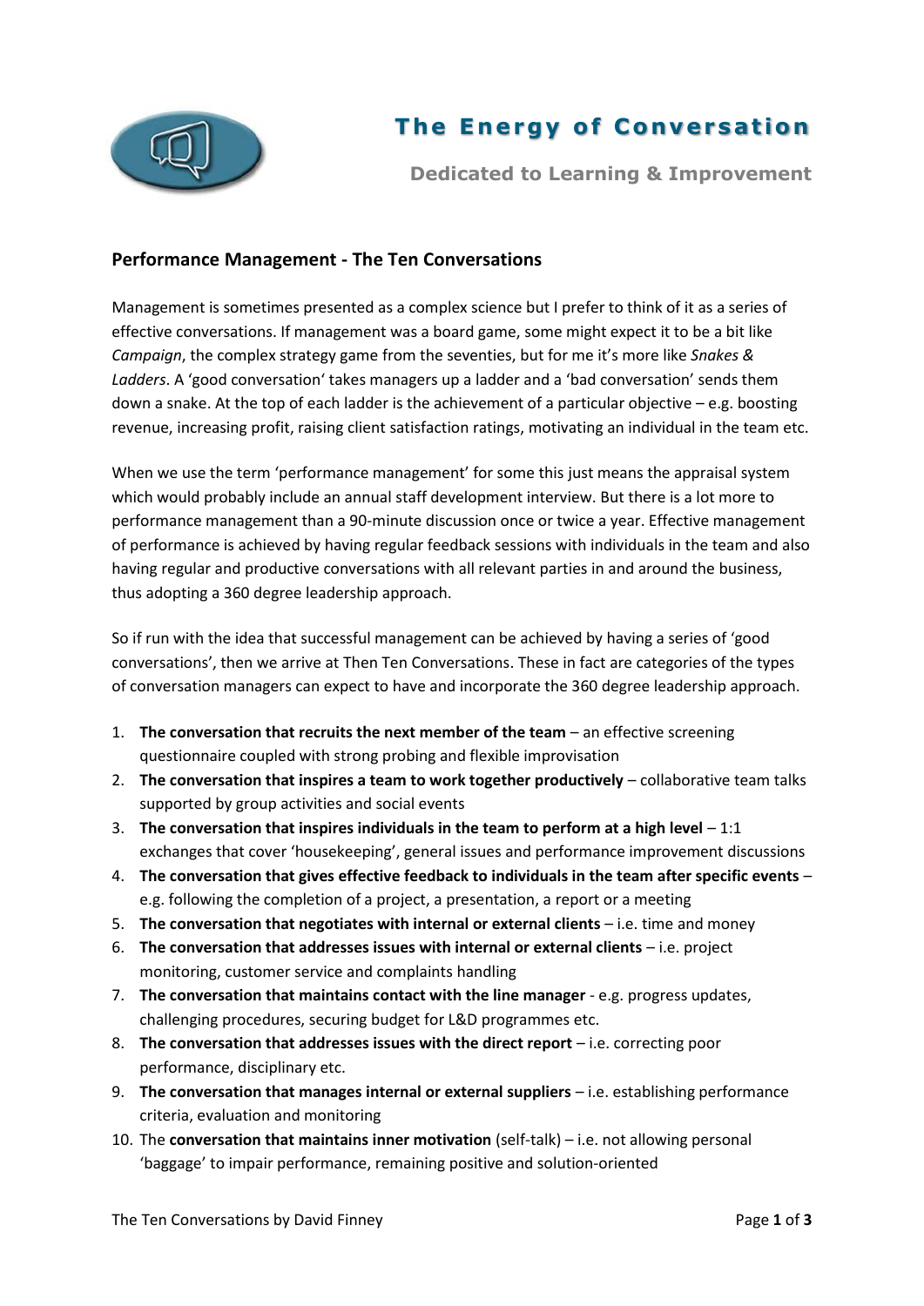# The Energy of Conversation

**Dedicated to Learning & Improvement**

## Performance Management - The Ten Conversations

Management is sometimes presented as a complex science but I prefer to think of it as a series of effective conversations. If management was a board game, some might expect it to be a bit like *Campaign*, the complex strategy game from the seventies, but for me it's more like *Snakes & Ladders*. A 'good conversation' takes managers up a ladder and a 'bad conversation' sends them down a snake. At the top of each ladder is the achievement of a particular objective – e.g. boosting revenue, increasing profit, raising client satisfaction ratings, motivating an individual in the team etc.

When we use the term 'performance management' for some this just means the appraisal system which would probably include an annual staff development interview. But there is a lot more to performance management than a 90-minute discussion once or twice a year. Effective management of performance is achieved by having regular feedback sessions with individuals in the team and also having regular and productive conversations with all relevant parties in and around the business, thus adopting a 360 degree leadership approach.

So if run with the idea that successful management can be achieved by having a series of 'good conversations', then we arrive at Then Ten Conversations. These in fact are categories of the types of conversation managers can expect to have and incorporate the 360 degree leadership approach.

1. **The conversation that recruits the next member of the team** – an effective screening questionnaire coupled with strong probing and flexible improvisation
2. **The conversation that inspires a team to work together productively** – collaborative team talks supported by group activities and social events
3. **The conversation that inspires individuals in the team to perform at a high level** – 1:1 exchanges that cover 'housekeeping', general issues and performance improvement discussions
4. **The conversation that gives effective feedback to individuals in the team after specific events** – e.g. following the completion of a project, a presentation, a report or a meeting
5. **The conversation that negotiates with internal or external clients** – i.e. time and money
6. **The conversation that addresses issues with internal or external clients** – i.e. project monitoring, customer service and complaints handling
7. **The conversation that maintains contact with the line manager** - e.g. progress updates, challenging procedures, securing budget for L&D programmes etc.
8. **The conversation that addresses issues with the direct report** – i.e. correcting poor performance, disciplinary etc.
9. **The conversation that manages internal or external suppliers** – i.e. establishing performance criteria, evaluation and monitoring
10. The **conversation that maintains inner motivation** (self-talk) – i.e. not allowing personal 'baggage' to impair performance, remaining positive and solution-oriented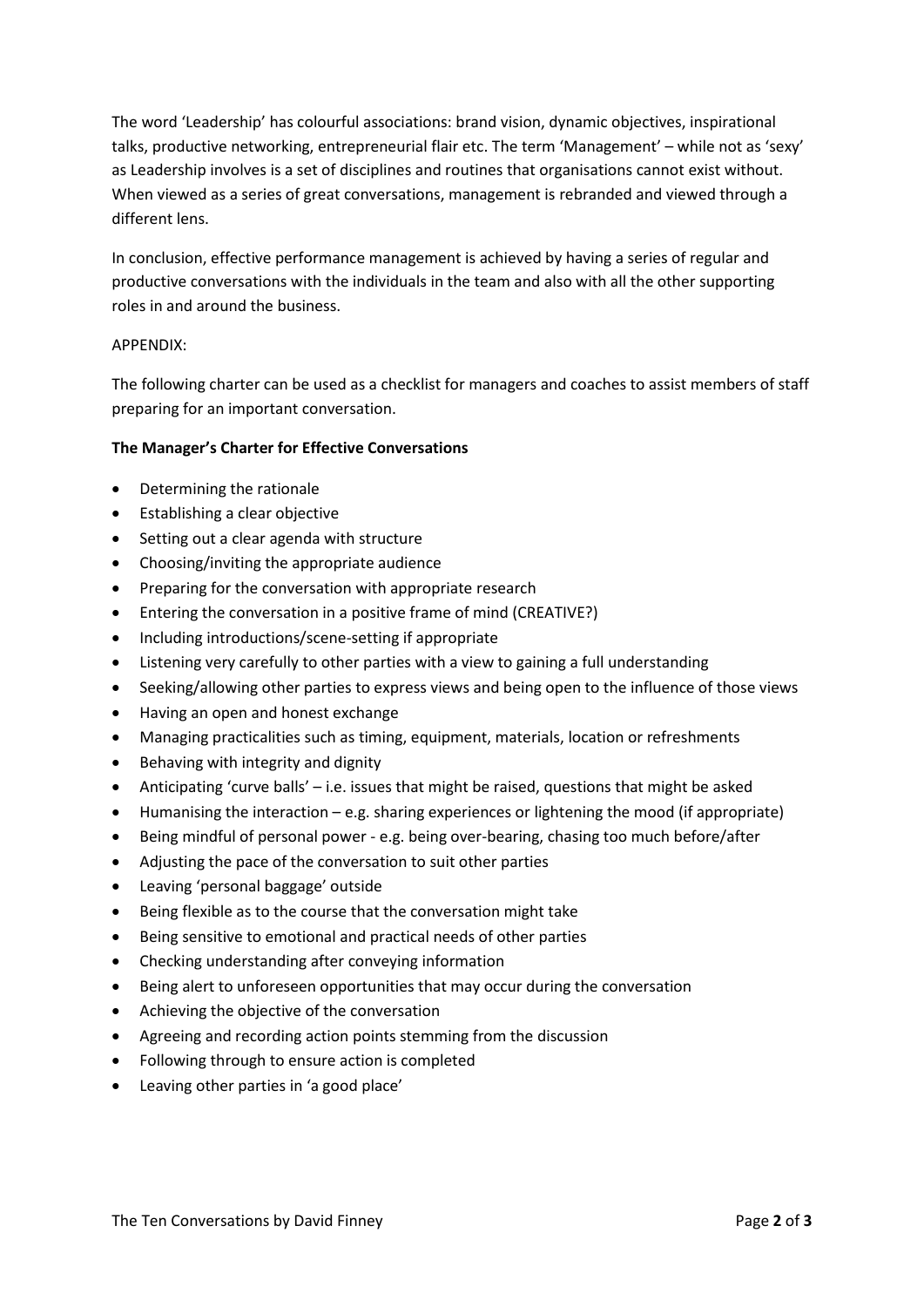The word 'Leadership' has colourful associations: brand vision, dynamic objectives, inspirational talks, productive networking, entrepreneurial flair etc. The term 'Management' – while not as 'sexy' as Leadership involves is a set of disciplines and routines that organisations cannot exist without. When viewed as a series of great conversations, management is rebranded and viewed through a different lens.

In conclusion, effective performance management is achieved by having a series of regular and productive conversations with the individuals in the team and also with all the other supporting roles in and around the business.

APPENDIX:

The following charter can be used as a checklist for managers and coaches to assist members of staff preparing for an important conversation.

**The Manager's Charter for Effective Conversations**

- Determining the rationale
- Establishing a clear objective
- Setting out a clear agenda with structure
- Choosing/inviting the appropriate audience
- Preparing for the conversation with appropriate research
- Entering the conversation in a positive frame of mind (CREATIVE?)
- Including introductions/scene-setting if appropriate
- Listening very carefully to other parties with a view to gaining a full understanding
- Seeking/allowing other parties to express views and being open to the influence of those views
- Having an open and honest exchange
- Managing practicalities such as timing, equipment, materials, location or refreshments
- Behaving with integrity and dignity
- Anticipating 'curve balls' – i.e. issues that might be raised, questions that might be asked
- Humanising the interaction – e.g. sharing experiences or lightening the mood (if appropriate)
- Being mindful of personal power - e.g. being over-bearing, chasing too much before/after
- Adjusting the pace of the conversation to suit other parties
- Leaving 'personal baggage' outside
- Being flexible as to the course that the conversation might take
- Being sensitive to emotional and practical needs of other parties
- Checking understanding after conveying information
- Being alert to unforeseen opportunities that may occur during the conversation
- Achieving the objective of the conversation
- Agreeing and recording action points stemming from the discussion
- Following through to ensure action is completed
- Leaving other parties in 'a good place'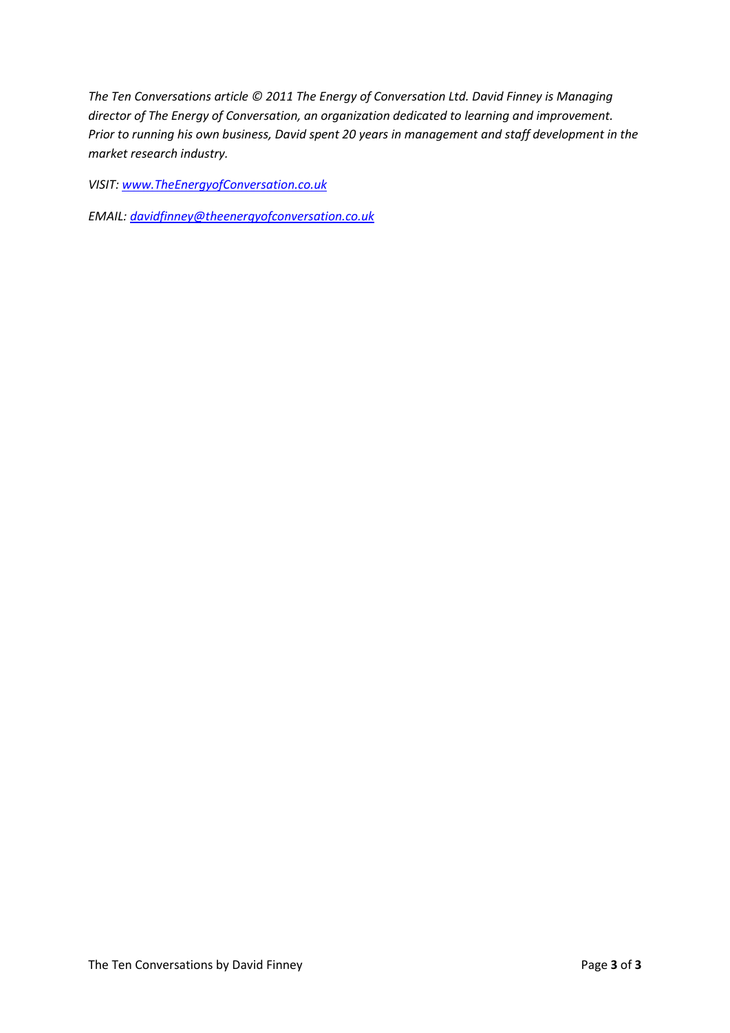*The Ten Conversations article © 2011 The Energy of Conversation Ltd. David Finney is Managing director of The Energy of Conversation, an organization dedicated to learning and improvement. Prior to running his own business, David spent 20 years in management and staff development in the market research industry.*

*VISIT: [www.TheEnergyofConversation.co.uk](http://www.TheEnergyofConversation.co.uk)*

*EMAIL: [davidfinney@theenergyofconversation.co.uk](mailto:davidfinney@theenergyofconversation.co.uk)*